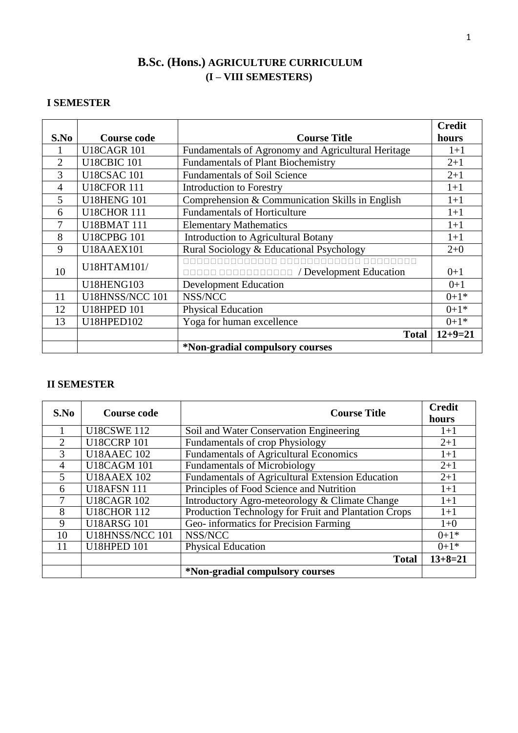# B.Sc. (Hons.) AGRICULTURE CURRICULUM
## (I – VIII SEMESTERS)

### I SEMESTER

| S.No | Course code | Course Title | Credit hours |
|---|---|---|---|
| 1 | U18CAGR 101 | Fundamentals of Agronomy and Agricultural Heritage | 1+1 |
| 2 | U18CBIC 101 | Fundamentals of Plant Biochemistry | 2+1 |
| 3 | U18CSAC 101 | Fundamentals of Soil Science | 2+1 |
| 4 | U18CFOR 111 | Introduction to Forestry | 1+1 |
| 5 | U18HENG 101 | Comprehension & Communication Skills in English | 1+1 |
| 6 | U18CHOR 111 | Fundamentals of Horticulture | 1+1 |
| 7 | U18BMAT 111 | Elementary Mathematics | 1+1 |
| 8 | U18CPBG 101 | Introduction to Agricultural Botany | 1+1 |
| 9 | U18AAEX101 | Rural Sociology & Educational Psychology | 2+0 |
| 10 | U18HTAM101/ | □□□□□□□□□□□□□□□ □□□□□□□□□□□□□ □□□□□□□□□ □□□□□ □□□□□□□□□□□□ / Development Education | 0+1 |
| | U18HENG103 | Development Education | 0+1 |
| 11 | U18HNSS/NCC 101 | NSS/NCC | 0+1* |
| 12 | U18HPED 101 | Physical Education | 0+1* |
| 13 | U18HPED102 | Yoga for human excellence | 0+1* |
| | | **Total** | **12+9=21** |
| | | ***Non-gradial compulsory courses** | |

### II SEMESTER

| S.No | Course code | Course Title | Credit hours |
|---|---|---|---|
| 1 | U18CSWE 112 | Soil and Water Conservation Engineering | 1+1 |
| 2 | U18CCRP 101 | Fundamentals of crop Physiology | 2+1 |
| 3 | U18AAEC 102 | Fundamentals of Agricultural Economics | 1+1 |
| 4 | U18CAGM 101 | Fundamentals of Microbiology | 2+1 |
| 5 | U18AAEX 102 | Fundamentals of Agricultural Extension Education | 2+1 |
| 6 | U18AFSN 111 | Principles of Food Science and Nutrition | 1+1 |
| 7 | U18CAGR 102 | Introductory Agro-meteorology & Climate Change | 1+1 |
| 8 | U18CHOR 112 | Production Technology for Fruit and Plantation Crops | 1+1 |
| 9 | U18ARSG 101 | Geo- informatics for Precision Farming | 1+0 |
| 10 | U18HNSS/NCC 101 | NSS/NCC | 0+1* |
| 11 | U18HPED 101 | Physical Education | 0+1* |
| | | **Total** | **13+8=21** |
| | | ***Non-gradial compulsory courses** | |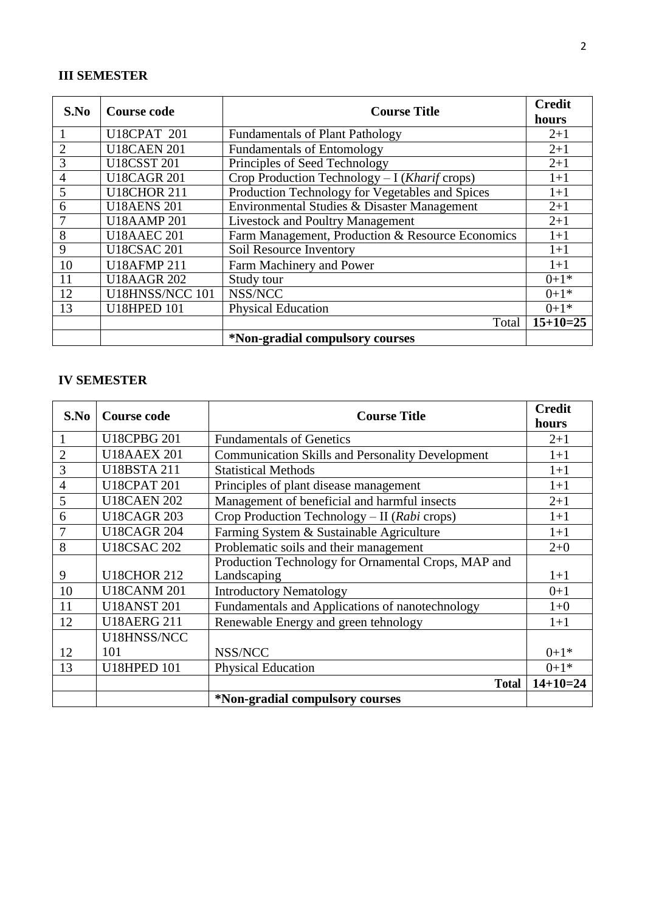**III SEMESTER**

| S.No | Course code | Course Title | Credit hours |
|---|---|---|---|
| 1 | U18CPAT 201 | Fundamentals of Plant Pathology | 2+1 |
| 2 | U18CAEN 201 | Fundamentals of Entomology | 2+1 |
| 3 | U18CSST 201 | Principles of Seed Technology | 2+1 |
| 4 | U18CAGR 201 | Crop Production Technology – I (*Kharif* crops) | 1+1 |
| 5 | U18CHOR 211 | Production Technology for Vegetables and Spices | 1+1 |
| 6 | U18AENS 201 | Environmental Studies & Disaster Management | 2+1 |
| 7 | U18AAMP 201 | Livestock and Poultry Management | 2+1 |
| 8 | U18AAEC 201 | Farm Management, Production & Resource Economics | 1+1 |
| 9 | U18CSAC 201 | Soil Resource Inventory | 1+1 |
| 10 | U18AFMP 211 | Farm Machinery and Power | 1+1 |
| 11 | U18AAGR 202 | Study tour | 0+1* |
| 12 | U18HNSS/NCC 101 | NSS/NCC | 0+1* |
| 13 | U18HPED 101 | Physical Education | 0+1* |
| | | Total | **15+10=25** |
| | | ***Non-gradial compulsory courses** | |

**IV SEMESTER**

| S.No | Course code | Course Title | Credit hours |
|---|---|---|---|
| 1 | U18CPBG 201 | Fundamentals of Genetics | 2+1 |
| 2 | U18AAEX 201 | Communication Skills and Personality Development | 1+1 |
| 3 | U18BSTA 211 | Statistical Methods | 1+1 |
| 4 | U18CPAT 201 | Principles of plant disease management | 1+1 |
| 5 | U18CAEN 202 | Management of beneficial and harmful insects | 2+1 |
| 6 | U18CAGR 203 | Crop Production Technology – II (*Rabi* crops) | 1+1 |
| 7 | U18CAGR 204 | Farming System & Sustainable Agriculture | 1+1 |
| 8 | U18CSAC 202 | Problematic soils and their management | 2+0 |
| 9 | U18CHOR 212 | Production Technology for Ornamental Crops, MAP and Landscaping | 1+1 |
| 10 | U18CANM 201 | Introductory Nematology | 0+1 |
| 11 | U18ANST 201 | Fundamentals and Applications of nanotechnology | 1+0 |
| 12 | U18AERG 211 | Renewable Energy and green tehnology | 1+1 |
| 12 | U18HNSS/NCC 101 | NSS/NCC | 0+1* |
| 13 | U18HPED 101 | Physical Education | 0+1* |
| | | **Total** | **14+10=24** |
| | | ***Non-gradial compulsory courses** | |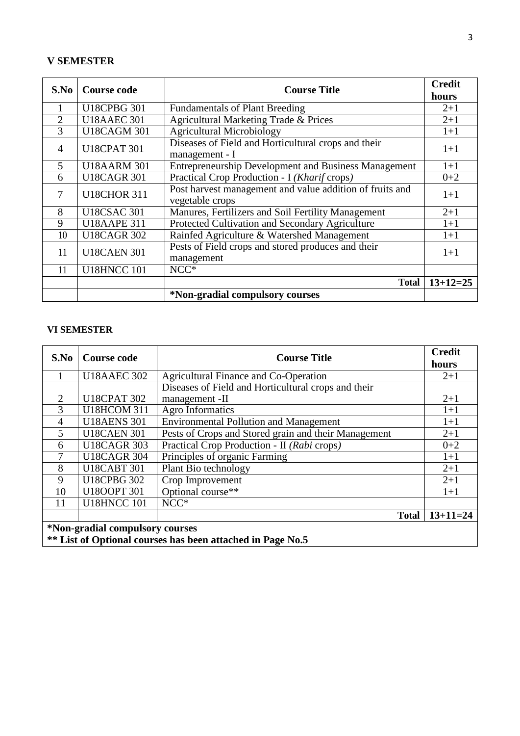## V SEMESTER

| S.No | Course code | Course Title | Credit hours |
|---|---|---|---|
| 1 | U18CPBG 301 | Fundamentals of Plant Breeding | 2+1 |
| 2 | U18AAEC 301 | Agricultural Marketing Trade & Prices | 2+1 |
| 3 | U18CAGM 301 | Agricultural Microbiology | 1+1 |
| 4 | U18CPAT 301 | Diseases of Field and Horticultural crops and their management - I | 1+1 |
| 5 | U18AARM 301 | Entrepreneurship Development and Business Management | 1+1 |
| 6 | U18CAGR 301 | Practical Crop Production - I *(Kharif* crops*)* | 0+2 |
| 7 | U18CHOR 311 | Post harvest management and value addition of fruits and vegetable crops | 1+1 |
| 8 | U18CSAC 301 | Manures, Fertilizers and Soil Fertility Management | 2+1 |
| 9 | U18AAPE 311 | Protected Cultivation and Secondary Agriculture | 1+1 |
| 10 | U18CAGR 302 | Rainfed Agriculture & Watershed Management | 1+1 |
| 11 | U18CAEN 301 | Pests of Field crops and stored produces and their management | 1+1 |
| 11 | U18HNCC 101 | NCC* | |
| | | **Total** | **13+12=25** |
| | | ***Non-gradial compulsory courses** | |

## VI SEMESTER

| S.No | Course code | Course Title | Credit hours |
|---|---|---|---|
| 1 | U18AAEC 302 | Agricultural Finance and Co-Operation | 2+1 |
| 2 | U18CPAT 302 | Diseases of Field and Horticultural crops and their management -II | 2+1 |
| 3 | U18HCOM 311 | Agro Informatics | 1+1 |
| 4 | U18AENS 301 | Environmental Pollution and Management | 1+1 |
| 5 | U18CAEN 301 | Pests of Crops and Stored grain and their Management | 2+1 |
| 6 | U18CAGR 303 | Practical Crop Production - II *(Rabi* crops*)* | 0+2 |
| 7 | U18CAGR 304 | Principles of organic Farming | 1+1 |
| 8 | U18CABT 301 | Plant Bio technology | 2+1 |
| 9 | U18CPBG 302 | Crop Improvement | 2+1 |
| 10 | U18OOPT 301 | Optional course** | 1+1 |
| 11 | U18HNCC 101 | NCC* | |
| | | **Total** | **13+11=24** |

***Non-gradial compulsory courses**

**** List of Optional courses has been attached in Page No.5**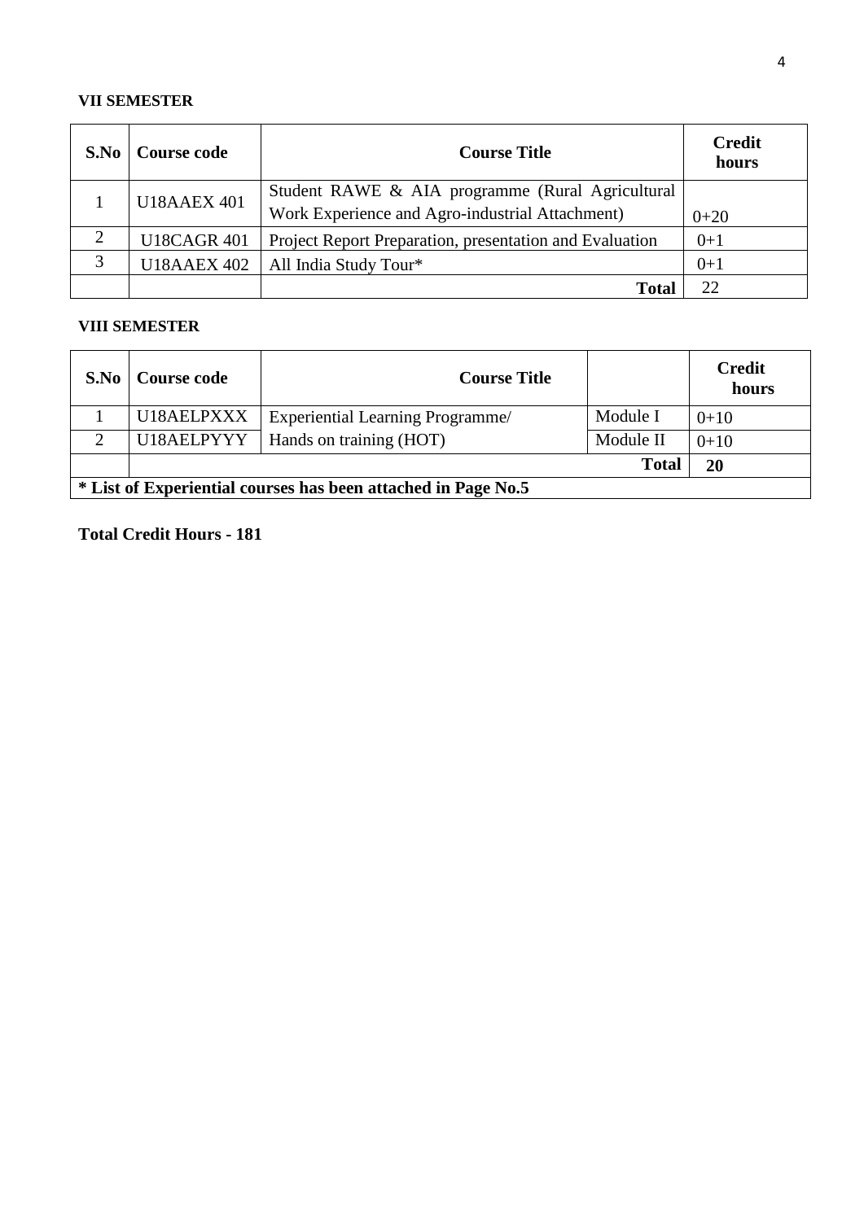**VII SEMESTER**

| S.No | Course code | Course Title | Credit hours |
|---|---|---|---|
| 1 | U18AAEX 401 | Student RAWE & AIA programme (Rural Agricultural Work Experience and Agro-industrial Attachment) | 0+20 |
| 2 | U18CAGR 401 | Project Report Preparation, presentation and Evaluation | 0+1 |
| 3 | U18AAEX 402 | All India Study Tour* | 0+1 |
| | | **Total** | 22 |

**VIII SEMESTER**

| S.No | Course code | Course Title | | Credit hours |
|---|---|---|---|---|
| 1 | U18AELPXXX | Experiential Learning Programme/ | Module I | 0+10 |
| 2 | U18AELPYYY | Hands on training (HOT) | Module II | 0+10 |
| | | | **Total** | **20** |
| **\* List of Experiential courses has been attached in Page No.5** | | | | |

**Total Credit Hours - 181**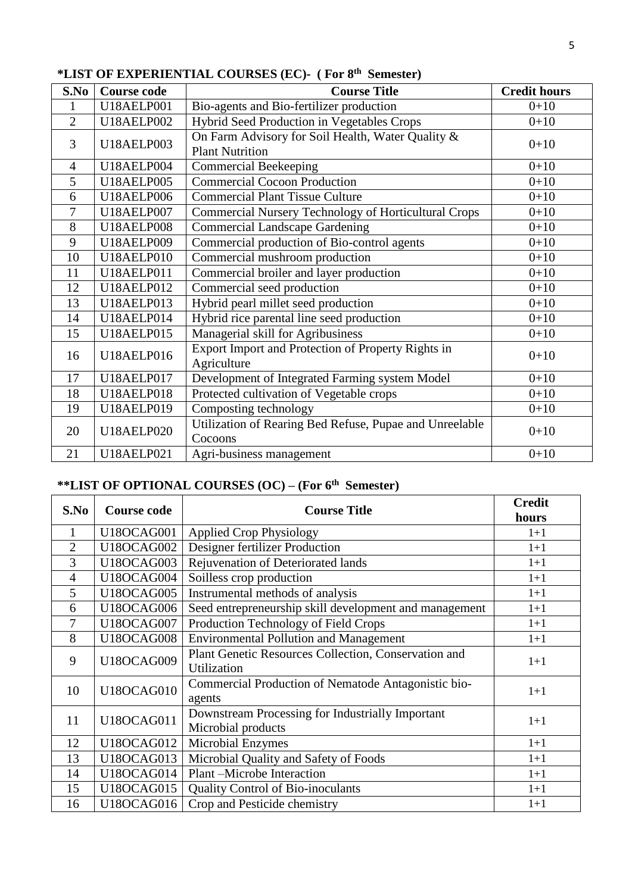## *LIST OF EXPERIENTIAL COURSES (EC)- ( For 8th Semester)

| S.No | Course code | Course Title | Credit hours |
|---|---|---|---|
| 1 | U18AELP001 | Bio-agents and Bio-fertilizer production | 0+10 |
| 2 | U18AELP002 | Hybrid Seed Production in Vegetables Crops | 0+10 |
| 3 | U18AELP003 | On Farm Advisory for Soil Health, Water Quality & Plant Nutrition | 0+10 |
| 4 | U18AELP004 | Commercial Beekeeping | 0+10 |
| 5 | U18AELP005 | Commercial Cocoon Production | 0+10 |
| 6 | U18AELP006 | Commercial Plant Tissue Culture | 0+10 |
| 7 | U18AELP007 | Commercial Nursery Technology of Horticultural Crops | 0+10 |
| 8 | U18AELP008 | Commercial Landscape Gardening | 0+10 |
| 9 | U18AELP009 | Commercial production of Bio-control agents | 0+10 |
| 10 | U18AELP010 | Commercial mushroom production | 0+10 |
| 11 | U18AELP011 | Commercial broiler and layer production | 0+10 |
| 12 | U18AELP012 | Commercial seed production | 0+10 |
| 13 | U18AELP013 | Hybrid pearl millet seed production | 0+10 |
| 14 | U18AELP014 | Hybrid rice parental line seed production | 0+10 |
| 15 | U18AELP015 | Managerial skill for Agribusiness | 0+10 |
| 16 | U18AELP016 | Export Import and Protection of Property Rights in Agriculture | 0+10 |
| 17 | U18AELP017 | Development of Integrated Farming system Model | 0+10 |
| 18 | U18AELP018 | Protected cultivation of Vegetable crops | 0+10 |
| 19 | U18AELP019 | Composting technology | 0+10 |
| 20 | U18AELP020 | Utilization of Rearing Bed Refuse, Pupae and Unreelable Cocoons | 0+10 |
| 21 | U18AELP021 | Agri-business management | 0+10 |

## **LIST OF OPTIONAL COURSES (OC) – (For 6th Semester)

| S.No | Course code | Course Title | Credit hours |
|---|---|---|---|
| 1 | U18OCAG001 | Applied Crop Physiology | 1+1 |
| 2 | U18OCAG002 | Designer fertilizer Production | 1+1 |
| 3 | U18OCAG003 | Rejuvenation of Deteriorated lands | 1+1 |
| 4 | U18OCAG004 | Soilless crop production | 1+1 |
| 5 | U18OCAG005 | Instrumental methods of analysis | 1+1 |
| 6 | U18OCAG006 | Seed entrepreneurship skill development and management | 1+1 |
| 7 | U18OCAG007 | Production Technology of Field Crops | 1+1 |
| 8 | U18OCAG008 | Environmental Pollution and Management | 1+1 |
| 9 | U18OCAG009 | Plant Genetic Resources Collection, Conservation and Utilization | 1+1 |
| 10 | U18OCAG010 | Commercial Production of Nematode Antagonistic bio-agents | 1+1 |
| 11 | U18OCAG011 | Downstream Processing for Industrially Important Microbial products | 1+1 |
| 12 | U18OCAG012 | Microbial Enzymes | 1+1 |
| 13 | U18OCAG013 | Microbial Quality and Safety of Foods | 1+1 |
| 14 | U18OCAG014 | Plant –Microbe Interaction | 1+1 |
| 15 | U18OCAG015 | Quality Control of Bio-inoculants | 1+1 |
| 16 | U18OCAG016 | Crop and Pesticide chemistry | 1+1 |